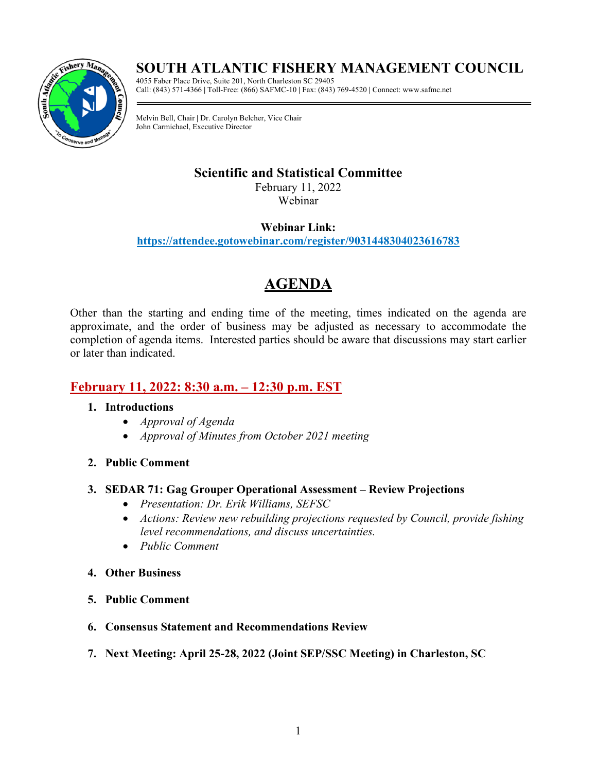# SOUTH ATLANTIC FISHERY MANAGEMENT COUNCIL

4055 Faber Place Drive, Suite 201, North Charleston SC 29405
Call: (843) 571-4366 | Toll-Free: (866) SAFMC-10 | Fax: (843) 769-4520 | Connect: www.safmc.net

Melvin Bell, Chair | Dr. Carolyn Belcher, Vice Chair
John Carmichael, Executive Director

**Scientific and Statistical Committee**
February 11, 2022
Webinar

**Webinar Link:**
**https://attendee.gotowebinar.com/register/9031448304023616783**

# AGENDA

Other than the starting and ending time of the meeting, times indicated on the agenda are approximate, and the order of business may be adjusted as necessary to accommodate the completion of agenda items. Interested parties should be aware that discussions may start earlier or later than indicated.

## February 11, 2022: 8:30 a.m. – 12:30 p.m. EST

1. **Introductions**
   - *Approval of Agenda*
   - *Approval of Minutes from October 2021 meeting*
2. **Public Comment**
3. **SEDAR 71: Gag Grouper Operational Assessment – Review Projections**
   - *Presentation: Dr. Erik Williams, SEFSC*
   - *Actions: Review new rebuilding projections requested by Council, provide fishing level recommendations, and discuss uncertainties.*
   - *Public Comment*
4. **Other Business**
5. **Public Comment**
6. **Consensus Statement and Recommendations Review**
7. **Next Meeting: April 25-28, 2022 (Joint SEP/SSC Meeting) in Charleston, SC**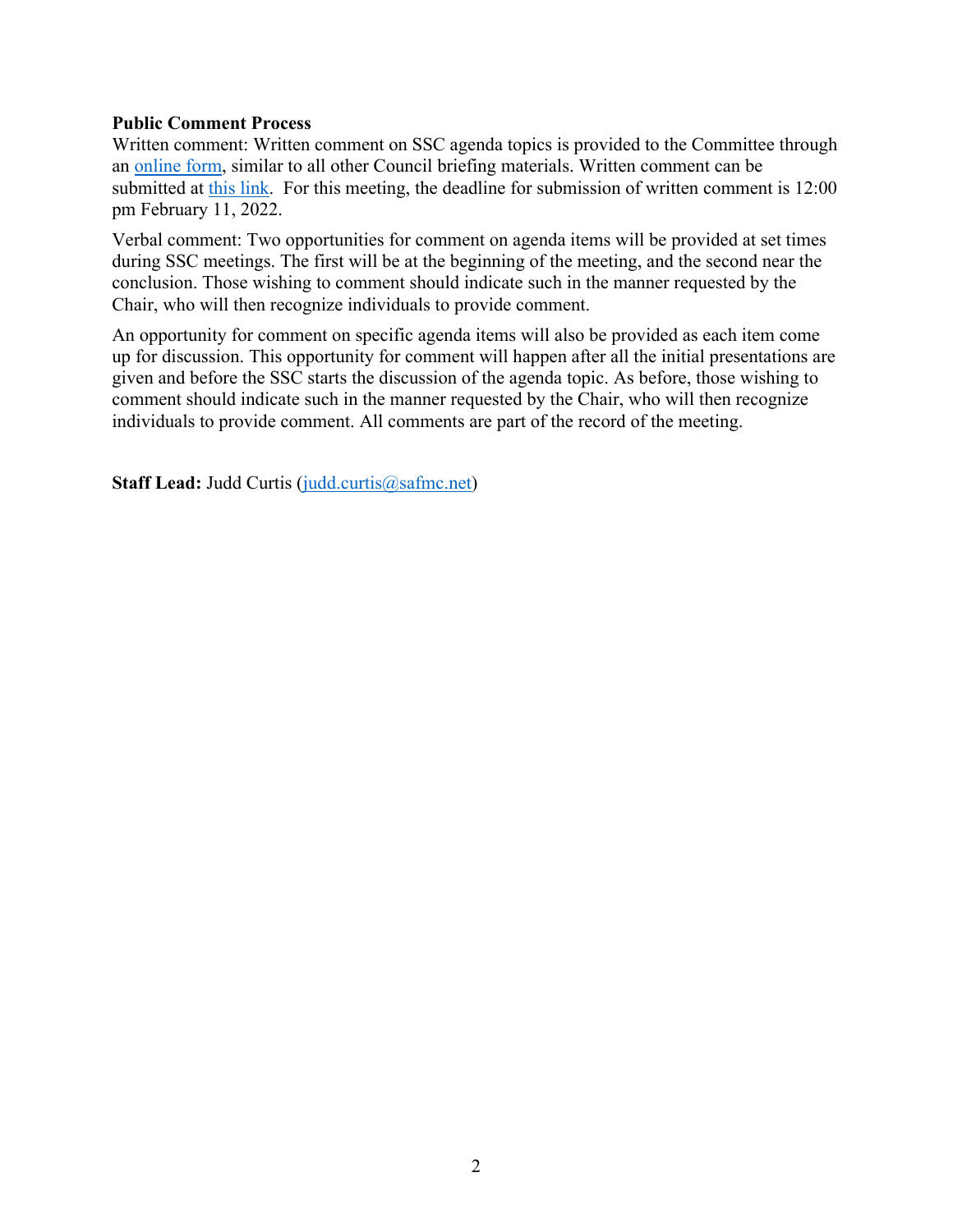**Public Comment Process**

Written comment: Written comment on SSC agenda topics is provided to the Committee through an online form, similar to all other Council briefing materials. Written comment can be submitted at this link. For this meeting, the deadline for submission of written comment is 12:00 pm February 11, 2022.

Verbal comment: Two opportunities for comment on agenda items will be provided at set times during SSC meetings. The first will be at the beginning of the meeting, and the second near the conclusion. Those wishing to comment should indicate such in the manner requested by the Chair, who will then recognize individuals to provide comment.

An opportunity for comment on specific agenda items will also be provided as each item come up for discussion. This opportunity for comment will happen after all the initial presentations are given and before the SSC starts the discussion of the agenda topic. As before, those wishing to comment should indicate such in the manner requested by the Chair, who will then recognize individuals to provide comment. All comments are part of the record of the meeting.

**Staff Lead:** Judd Curtis (judd.curtis@safmc.net)